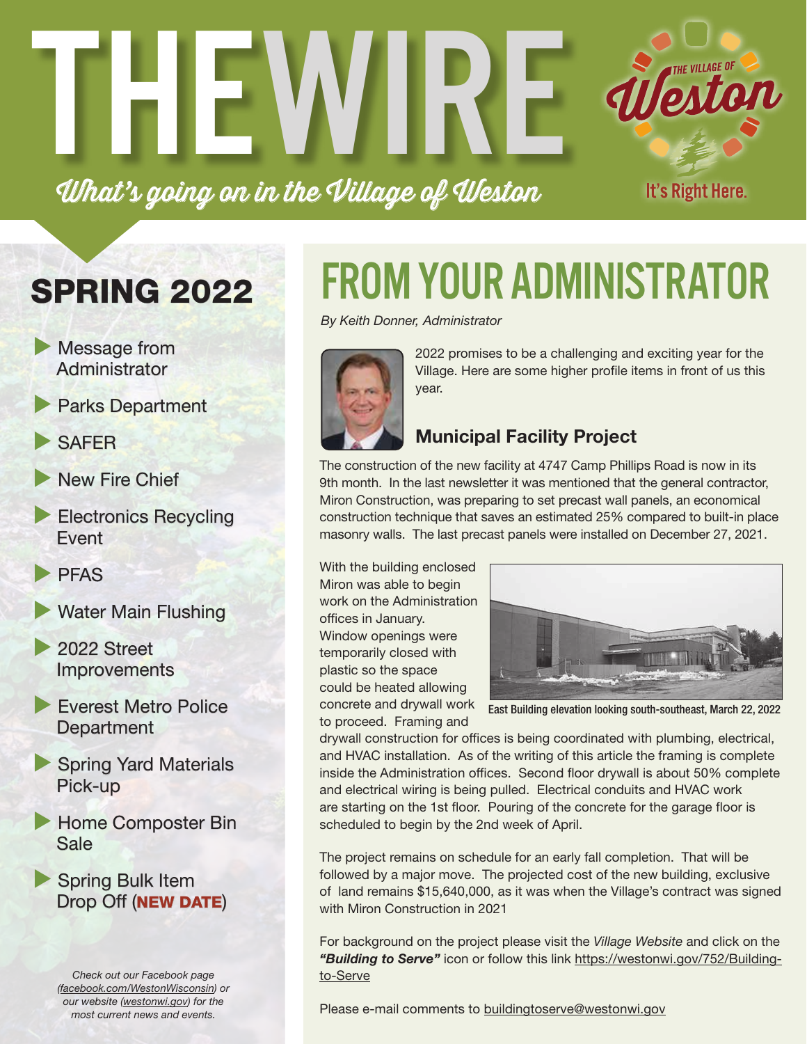# THE WIRE

*What's going on in the Village of Weston*

The Village of Weston — It's Right Here.

## SPRING 2022

- Message from Administrator
- Parks Department
- SAFER
- New Fire Chief
- Electronics Recycling Event
- PFAS
- Water Main Flushing
- 2022 Street Improvements
- Everest Metro Police Department
- Spring Yard Materials Pick-up
- Home Composter Bin Sale
- Spring Bulk Item Drop Off (**NEW DATE**)

*Check out our Facebook page (facebook.com/WestonWisconsin) or our website (westonwi.gov) for the most current news and events.*

# FROM YOUR ADMINISTRATOR

*By Keith Donner, Administrator*

2022 promises to be a challenging and exciting year for the Village. Here are some higher profile items in front of us this year.

### Municipal Facility Project

The construction of the new facility at 4747 Camp Phillips Road is now in its 9th month. In the last newsletter it was mentioned that the general contractor, Miron Construction, was preparing to set precast wall panels, an economical construction technique that saves an estimated 25% compared to built-in place masonry walls. The last precast panels were installed on December 27, 2021.

With the building enclosed Miron was able to begin work on the Administration offices in January. Window openings were temporarily closed with plastic so the space could be heated allowing concrete and drywall work to proceed. Framing and drywall construction for offices is being coordinated with plumbing, electrical, and HVAC installation. As of the writing of this article the framing is complete inside the Administration offices. Second floor drywall is about 50% complete and electrical wiring is being pulled. Electrical conduits and HVAC work are starting on the 1st floor. Pouring of the concrete for the garage floor is scheduled to begin by the 2nd week of April.

East Building elevation looking south-southeast, March 22, 2022

The project remains on schedule for an early fall completion. That will be followed by a major move. The projected cost of the new building, exclusive of land remains $15,640,000, as it was when the Village's contract was signed with Miron Construction in 2021

For background on the project please visit the *Village Website* and click on the ***"Building to Serve"*** icon or follow this link https://westonwi.gov/752/Building-to-Serve

Please e-mail comments to buildingtoserve@westonwi.gov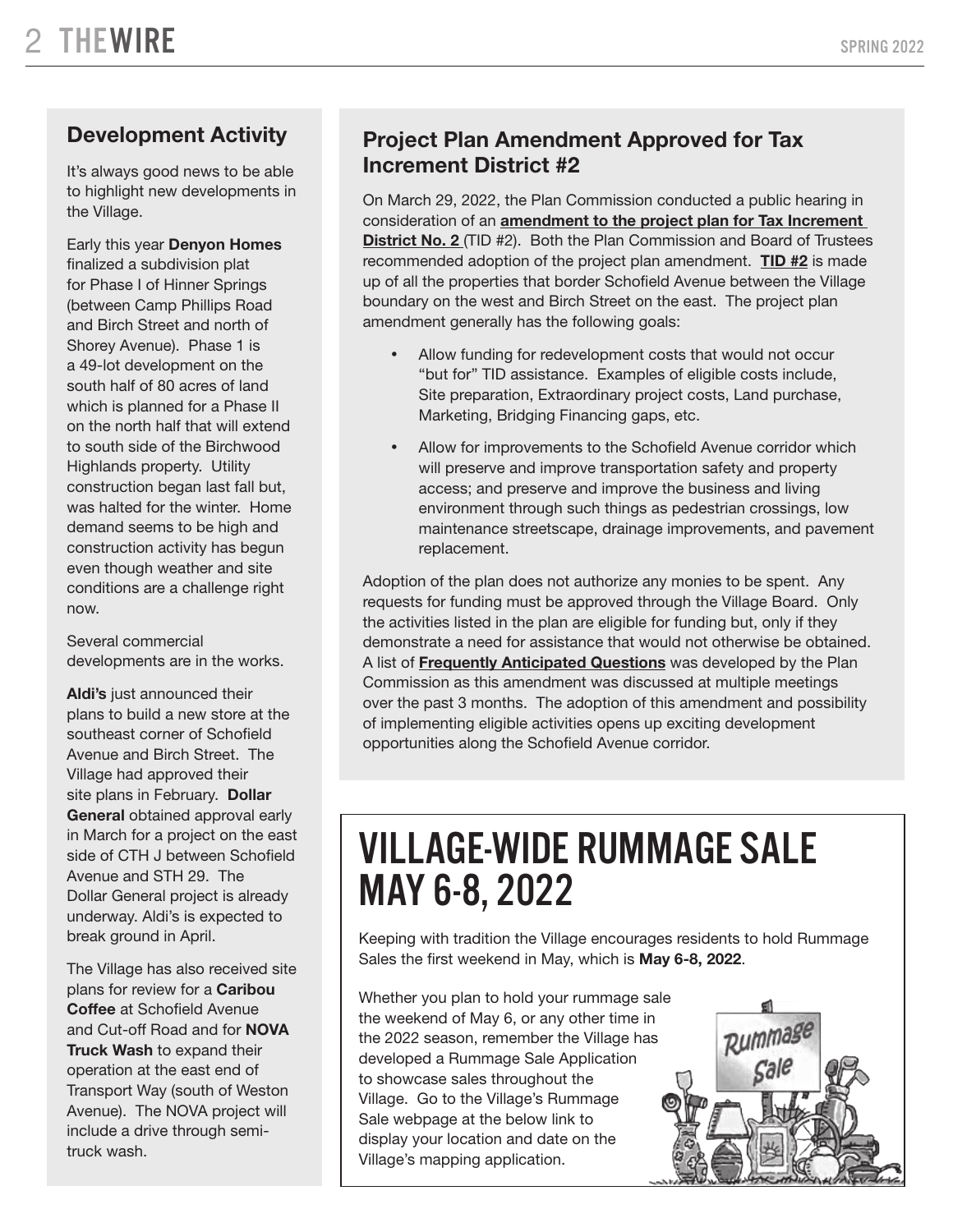## Development Activity

It's always good news to be able to highlight new developments in the Village.

Early this year **Denyon Homes** finalized a subdivision plat for Phase I of Hinner Springs (between Camp Phillips Road and Birch Street and north of Shorey Avenue). Phase 1 is a 49-lot development on the south half of 80 acres of land which is planned for a Phase II on the north half that will extend to south side of the Birchwood Highlands property. Utility construction began last fall but, was halted for the winter. Home demand seems to be high and construction activity has begun even though weather and site conditions are a challenge right now.

Several commercial developments are in the works.

**Aldi's** just announced their plans to build a new store at the southeast corner of Schofield Avenue and Birch Street. The Village had approved their site plans in February. **Dollar General** obtained approval early in March for a project on the east side of CTH J between Schofield Avenue and STH 29. The Dollar General project is already underway. Aldi's is expected to break ground in April.

The Village has also received site plans for review for a **Caribou Coffee** at Schofield Avenue and Cut-off Road and for **NOVA Truck Wash** to expand their operation at the east end of Transport Way (south of Weston Avenue). The NOVA project will include a drive through semi-truck wash.

## Project Plan Amendment Approved for Tax Increment District #2

On March 29, 2022, the Plan Commission conducted a public hearing in consideration of an **amendment to the project plan for Tax Increment District No. 2** (TID #2). Both the Plan Commission and Board of Trustees recommended adoption of the project plan amendment. **TID #2** is made up of all the properties that border Schofield Avenue between the Village boundary on the west and Birch Street on the east. The project plan amendment generally has the following goals:

- Allow funding for redevelopment costs that would not occur "but for" TID assistance. Examples of eligible costs include, Site preparation, Extraordinary project costs, Land purchase, Marketing, Bridging Financing gaps, etc.
- Allow for improvements to the Schofield Avenue corridor which will preserve and improve transportation safety and property access; and preserve and improve the business and living environment through such things as pedestrian crossings, low maintenance streetscape, drainage improvements, and pavement replacement.

Adoption of the plan does not authorize any monies to be spent. Any requests for funding must be approved through the Village Board. Only the activities listed in the plan are eligible for funding but, only if they demonstrate a need for assistance that would not otherwise be obtained. A list of **Frequently Anticipated Questions** was developed by the Plan Commission as this amendment was discussed at multiple meetings over the past 3 months. The adoption of this amendment and possibility of implementing eligible activities opens up exciting development opportunities along the Schofield Avenue corridor.

# VILLAGE-WIDE RUMMAGE SALE MAY 6-8, 2022

Keeping with tradition the Village encourages residents to hold Rummage Sales the first weekend in May, which is **May 6-8, 2022**.

Whether you plan to hold your rummage sale the weekend of May 6, or any other time in the 2022 season, remember the Village has developed a Rummage Sale Application to showcase sales throughout the Village. Go to the Village's Rummage Sale webpage at the below link to display your location and date on the Village's mapping application.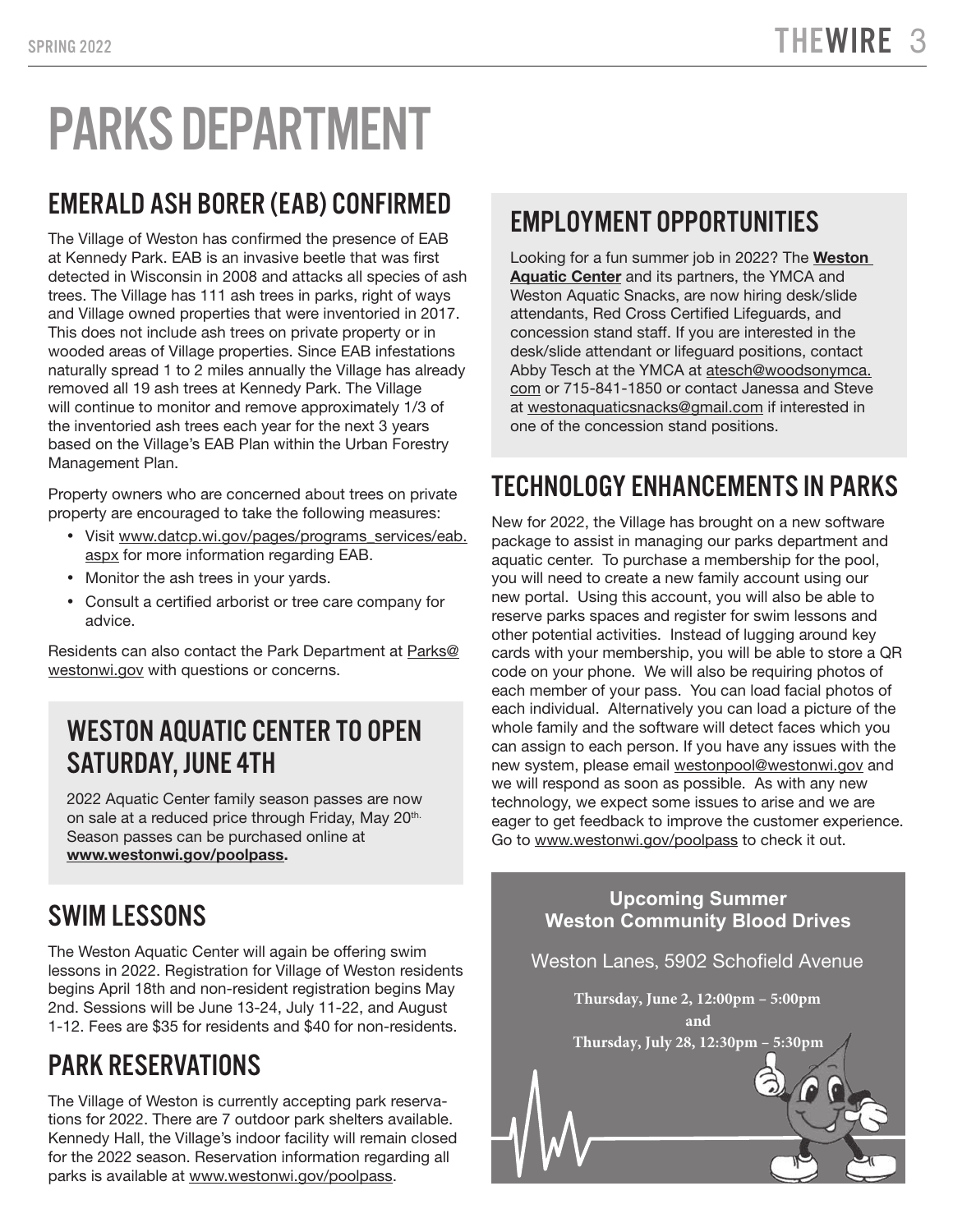# PARKS DEPARTMENT

## EMERALD ASH BORER (EAB) CONFIRMED

The Village of Weston has confirmed the presence of EAB at Kennedy Park. EAB is an invasive beetle that was first detected in Wisconsin in 2008 and attacks all species of ash trees. The Village has 111 ash trees in parks, right of ways and Village owned properties that were inventoried in 2017. This does not include ash trees on private property or in wooded areas of Village properties. Since EAB infestations naturally spread 1 to 2 miles annually the Village has already removed all 19 ash trees at Kennedy Park. The Village will continue to monitor and remove approximately 1/3 of the inventoried ash trees each year for the next 3 years based on the Village's EAB Plan within the Urban Forestry Management Plan.

Property owners who are concerned about trees on private property are encouraged to take the following measures:

- Visit www.datcp.wi.gov/pages/programs_services/eab.aspx for more information regarding EAB.
- Monitor the ash trees in your yards.
- Consult a certified arborist or tree care company for advice.

Residents can also contact the Park Department at Parks@westonwi.gov with questions or concerns.

## WESTON AQUATIC CENTER TO OPEN SATURDAY, JUNE 4TH

2022 Aquatic Center family season passes are now on sale at a reduced price through Friday, May 20th. Season passes can be purchased online at **www.westonwi.gov/poolpass.**

## SWIM LESSONS

The Weston Aquatic Center will again be offering swim lessons in 2022. Registration for Village of Weston residents begins April 18th and non-resident registration begins May 2nd. Sessions will be June 13-24, July 11-22, and August 1-12. Fees are $35 for residents and $40 for non-residents.

## PARK RESERVATIONS

The Village of Weston is currently accepting park reservations for 2022. There are 7 outdoor park shelters available. Kennedy Hall, the Village's indoor facility will remain closed for the 2022 season. Reservation information regarding all parks is available at www.westonwi.gov/poolpass.

## EMPLOYMENT OPPORTUNITIES

Looking for a fun summer job in 2022? The **Weston Aquatic Center** and its partners, the YMCA and Weston Aquatic Snacks, are now hiring desk/slide attendants, Red Cross Certified Lifeguards, and concession stand staff. If you are interested in the desk/slide attendant or lifeguard positions, contact Abby Tesch at the YMCA at atesch@woodsonymca.com or 715-841-1850 or contact Janessa and Steve at westonaquaticsnacks@gmail.com if interested in one of the concession stand positions.

## TECHNOLOGY ENHANCEMENTS IN PARKS

New for 2022, the Village has brought on a new software package to assist in managing our parks department and aquatic center. To purchase a membership for the pool, you will need to create a new family account using our new portal. Using this account, you will also be able to reserve parks spaces and register for swim lessons and other potential activities. Instead of lugging around key cards with your membership, you will be able to store a QR code on your phone. We will also be requiring photos of each member of your pass. You can load facial photos of each individual. Alternatively you can load a picture of the whole family and the software will detect faces which you can assign to each person. If you have any issues with the new system, please email westonpool@westonwi.gov and we will respond as soon as possible. As with any new technology, we expect some issues to arise and we are eager to get feedback to improve the customer experience. Go to www.westonwi.gov/poolpass to check it out.

**Upcoming Summer Weston Community Blood Drives**

Weston Lanes, 5902 Schofield Avenue

**Thursday, June 2, 12:00pm – 5:00pm**
**and**
**Thursday, July 28, 12:30pm – 5:30pm**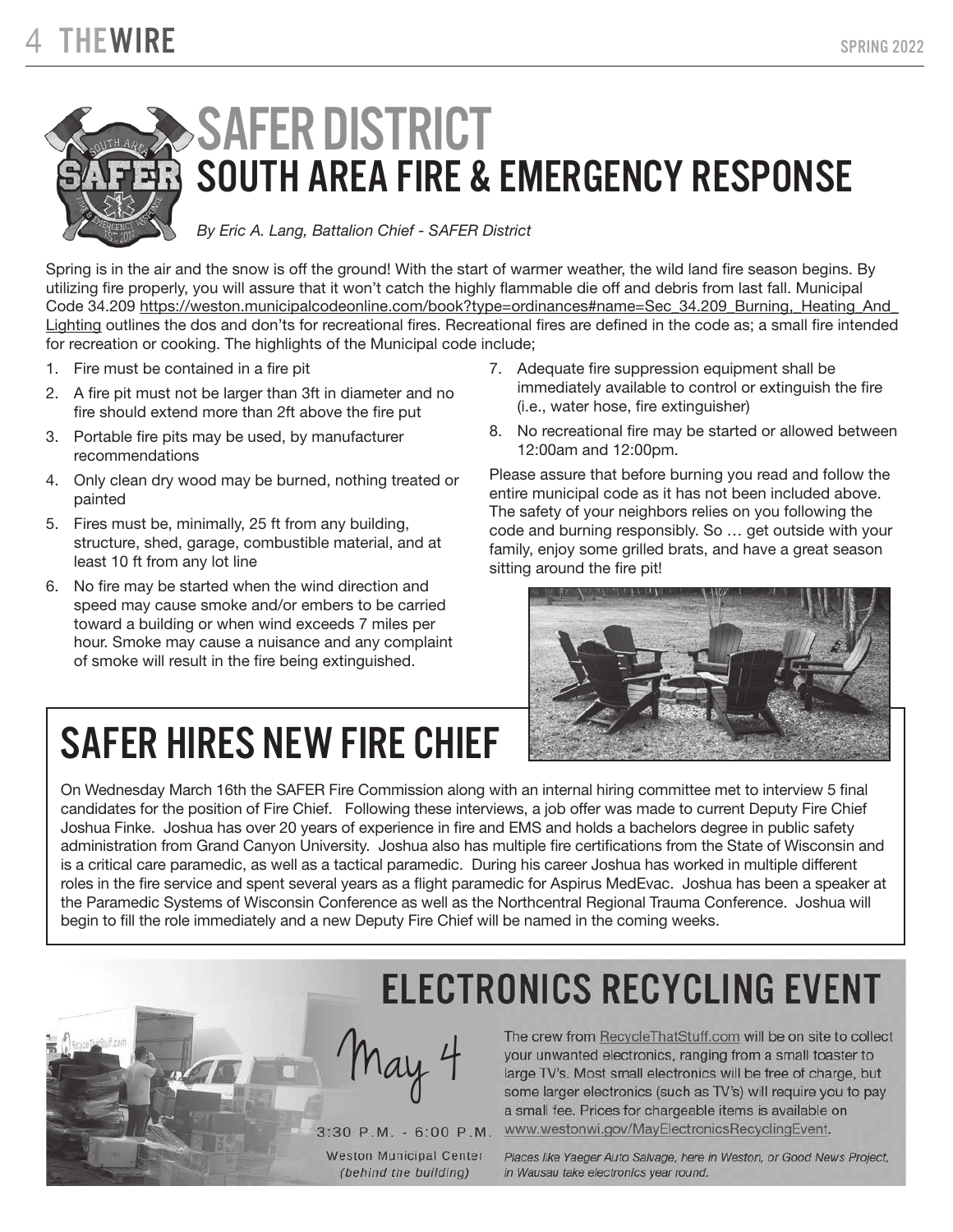# SAFER DISTRICT

## SOUTH AREA FIRE & EMERGENCY RESPONSE

*By Eric A. Lang, Battalion Chief - SAFER District*

Spring is in the air and the snow is off the ground! With the start of warmer weather, the wild land fire season begins. By utilizing fire properly, you will assure that it won't catch the highly flammable die off and debris from last fall. Municipal Code 34.209 https://weston.municipalcodeonline.com/book?type=ordinances#name=Sec_34.209_Burning,_Heating_And_Lighting outlines the dos and don'ts for recreational fires. Recreational fires are defined in the code as; a small fire intended for recreation or cooking. The highlights of the Municipal code include;

1. Fire must be contained in a fire pit
2. A fire pit must not be larger than 3ft in diameter and no fire should extend more than 2ft above the fire put
3. Portable fire pits may be used, by manufacturer recommendations
4. Only clean dry wood may be burned, nothing treated or painted
5. Fires must be, minimally, 25 ft from any building, structure, shed, garage, combustible material, and at least 10 ft from any lot line
6. No fire may be started when the wind direction and speed may cause smoke and/or embers to be carried toward a building or when wind exceeds 7 miles per hour. Smoke may cause a nuisance and any complaint of smoke will result in the fire being extinguished.
7. Adequate fire suppression equipment shall be immediately available to control or extinguish the fire (i.e., water hose, fire extinguisher)
8. No recreational fire may be started or allowed between 12:00am and 12:00pm.

Please assure that before burning you read and follow the entire municipal code as it has not been included above. The safety of your neighbors relies on you following the code and burning responsibly. So … get outside with your family, enjoy some grilled brats, and have a great season sitting around the fire pit!

# SAFER HIRES NEW FIRE CHIEF

On Wednesday March 16th the SAFER Fire Commission along with an internal hiring committee met to interview 5 final candidates for the position of Fire Chief. Following these interviews, a job offer was made to current Deputy Fire Chief Joshua Finke. Joshua has over 20 years of experience in fire and EMS and holds a bachelors degree in public safety administration from Grand Canyon University. Joshua also has multiple fire certifications from the State of Wisconsin and is a critical care paramedic, as well as a tactical paramedic. During his career Joshua has worked in multiple different roles in the fire service and spent several years as a flight paramedic for Aspirus MedEvac. Joshua has been a speaker at the Paramedic Systems of Wisconsin Conference as well as the Northcentral Regional Trauma Conference. Joshua will begin to fill the role immediately and a new Deputy Fire Chief will be named in the coming weeks.

# ELECTRONICS RECYCLING EVENT

May 4

3:30 P.M. - 6:00 P.M.

Weston Municipal Center
*(behind the building)*

The crew from RecycleThatStuff.com will be on site to collect your unwanted electronics, ranging from a small toaster to large TV's. Most small electronics will be free of charge, but some larger electronics (such as TV's) will require you to pay a small fee. Prices for chargeable items is available on www.westonwi.gov/MayElectronicsRecyclingEvent.

*Places like Yaeger Auto Salvage, here in Weston, or Good News Project, in Wausau take electronics year round.*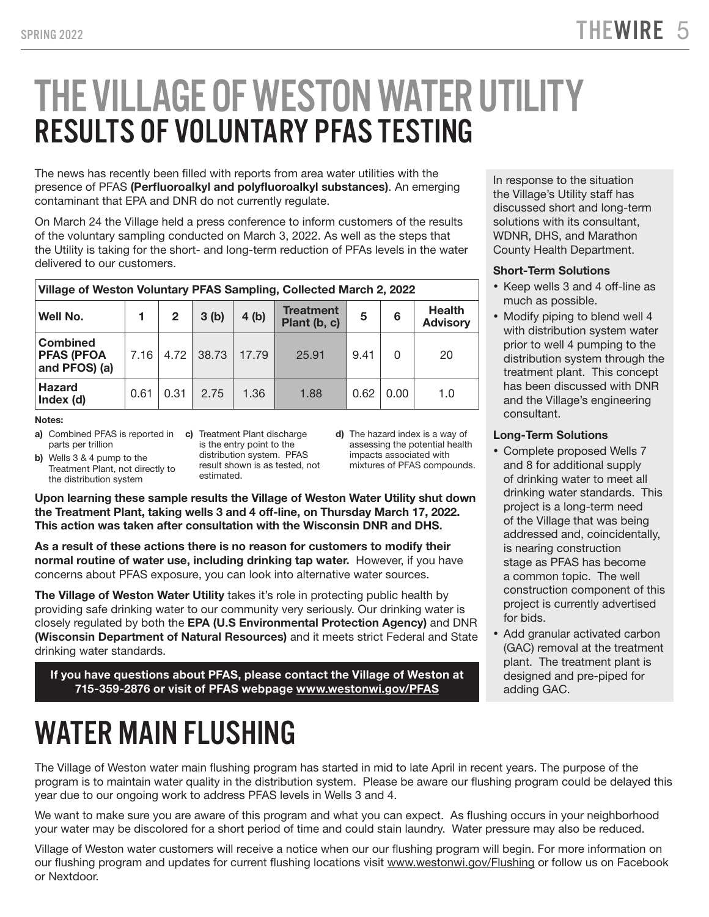# THE VILLAGE OF WESTON WATER UTILITY

## RESULTS OF VOLUNTARY PFAS TESTING

The news has recently been filled with reports from area water utilities with the presence of PFAS **(Perfluoroalkyl and polyfluoroalkyl substances)**. An emerging contaminant that EPA and DNR do not currently regulate.

On March 24 the Village held a press conference to inform customers of the results of the voluntary sampling conducted on March 3, 2022. As well as the steps that the Utility is taking for the short- and long-term reduction of PFAs levels in the water delivered to our customers.

| Village of Weston Voluntary PFAS Sampling, Collected March 2, 2022 | | | | | | | | |
|---|---|---|---|---|---|---|---|---|
| **Well No.** | **1** | **2** | **3 (b)** | **4 (b)** | **Treatment Plant (b, c)** | **5** | **6** | **Health Advisory** |
| **Combined PFAS (PFOA and PFOS) (a)** | 7.16 | 4.72 | 38.73 | 17.79 | 25.91 | 9.41 | 0 | 20 |
| **Hazard Index (d)** | 0.61 | 0.31 | 2.75 | 1.36 | 1.88 | 0.62 | 0.00 | 1.0 |

**Notes:**

**a)** Combined PFAS is reported in parts per trillion

**b)** Wells 3 & 4 pump to the Treatment Plant, not directly to the distribution system

**c)** Treatment Plant discharge is the entry point to the distribution system. PFAS result shown is as tested, not estimated.

**d)** The hazard index is a way of assessing the potential health impacts associated with mixtures of PFAS compounds.

**Upon learning these sample results the Village of Weston Water Utility shut down the Treatment Plant, taking wells 3 and 4 off-line, on Thursday March 17, 2022. This action was taken after consultation with the Wisconsin DNR and DHS.**

**As a result of these actions there is no reason for customers to modify their normal routine of water use, including drinking tap water.** However, if you have concerns about PFAS exposure, you can look into alternative water sources.

**The Village of Weston Water Utility** takes it's role in protecting public health by providing safe drinking water to our community very seriously. Our drinking water is closely regulated by both the **EPA (U.S Environmental Protection Agency)** and DNR **(Wisconsin Department of Natural Resources)** and it meets strict Federal and State drinking water standards.

**If you have questions about PFAS, please contact the Village of Weston at 715-359-2876 or visit of PFAS webpage www.westonwi.gov/PFAS**

In response to the situation the Village's Utility staff has discussed short and long-term solutions with its consultant, WDNR, DHS, and Marathon County Health Department.

**Short-Term Solutions**

- Keep wells 3 and 4 off-line as much as possible.
- Modify piping to blend well 4 with distribution system water prior to well 4 pumping to the distribution system through the treatment plant. This concept has been discussed with DNR and the Village's engineering consultant.

**Long-Term Solutions**

- Complete proposed Wells 7 and 8 for additional supply of drinking water to meet all drinking water standards. This project is a long-term need of the Village that was being addressed and, coincidentally, is nearing construction stage as PFAS has become a common topic. The well construction component of this project is currently advertised for bids.
- Add granular activated carbon (GAC) removal at the treatment plant. The treatment plant is designed and pre-piped for adding GAC.

# WATER MAIN FLUSHING

The Village of Weston water main flushing program has started in mid to late April in recent years. The purpose of the program is to maintain water quality in the distribution system. Please be aware our flushing program could be delayed this year due to our ongoing work to address PFAS levels in Wells 3 and 4.

We want to make sure you are aware of this program and what you can expect. As flushing occurs in your neighborhood your water may be discolored for a short period of time and could stain laundry. Water pressure may also be reduced.

Village of Weston water customers will receive a notice when our our flushing program will begin. For more information on our flushing program and updates for current flushing locations visit www.westonwi.gov/Flushing or follow us on Facebook or Nextdoor.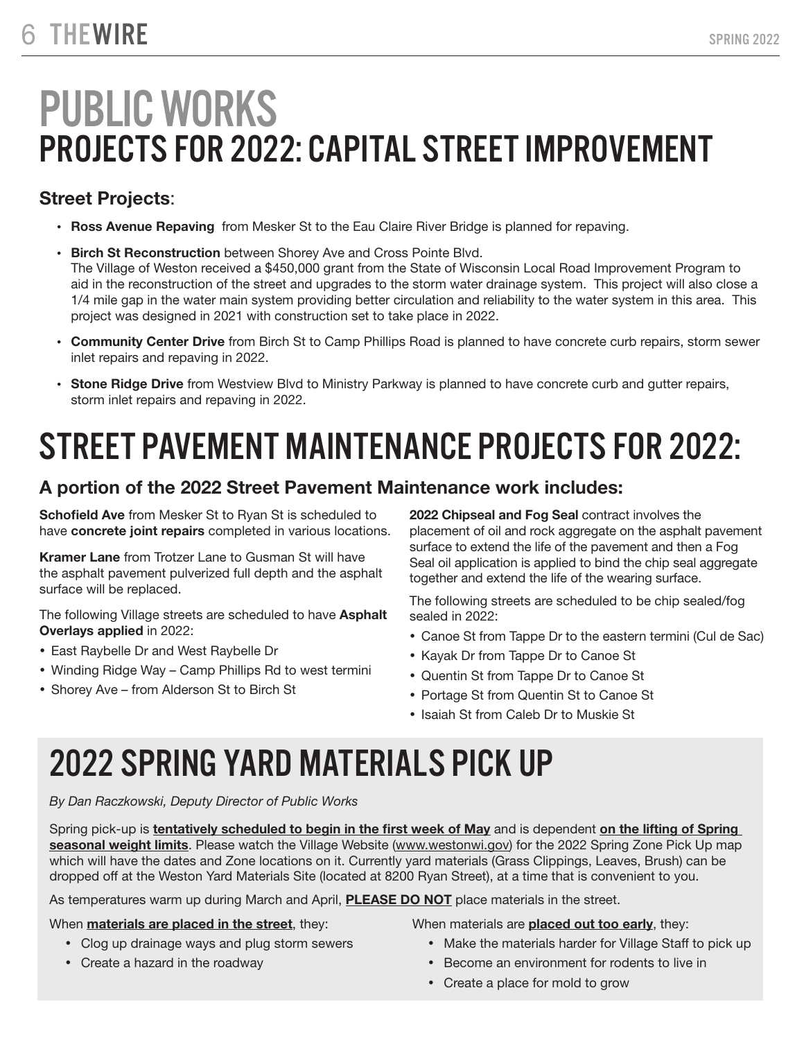# PUBLIC WORKS

## PROJECTS FOR 2022: CAPITAL STREET IMPROVEMENT

### Street Projects:

- **Ross Avenue Repaving** from Mesker St to the Eau Claire River Bridge is planned for repaving.
- **Birch St Reconstruction** between Shorey Ave and Cross Pointe Blvd.
  The Village of Weston received a $450,000 grant from the State of Wisconsin Local Road Improvement Program to aid in the reconstruction of the street and upgrades to the storm water drainage system. This project will also close a 1/4 mile gap in the water main system providing better circulation and reliability to the water system in this area. This project was designed in 2021 with construction set to take place in 2022.
- **Community Center Drive** from Birch St to Camp Phillips Road is planned to have concrete curb repairs, storm sewer inlet repairs and repaving in 2022.
- **Stone Ridge Drive** from Westview Blvd to Ministry Parkway is planned to have concrete curb and gutter repairs, storm inlet repairs and repaving in 2022.

## STREET PAVEMENT MAINTENANCE PROJECTS FOR 2022:

### A portion of the 2022 Street Pavement Maintenance work includes:

**Schofield Ave** from Mesker St to Ryan St is scheduled to have **concrete joint repairs** completed in various locations.

**Kramer Lane** from Trotzer Lane to Gusman St will have the asphalt pavement pulverized full depth and the asphalt surface will be replaced.

The following Village streets are scheduled to have **Asphalt Overlays applied** in 2022:

- East Raybelle Dr and West Raybelle Dr
- Winding Ridge Way – Camp Phillips Rd to west termini
- Shorey Ave – from Alderson St to Birch St

**2022 Chipseal and Fog Seal** contract involves the placement of oil and rock aggregate on the asphalt pavement surface to extend the life of the pavement and then a Fog Seal oil application is applied to bind the chip seal aggregate together and extend the life of the wearing surface.

The following streets are scheduled to be chip sealed/fog sealed in 2022:

- Canoe St from Tappe Dr to the eastern termini (Cul de Sac)
- Kayak Dr from Tappe Dr to Canoe St
- Quentin St from Tappe Dr to Canoe St
- Portage St from Quentin St to Canoe St
- Isaiah St from Caleb Dr to Muskie St

## 2022 SPRING YARD MATERIALS PICK UP

*By Dan Raczkowski, Deputy Director of Public Works*

Spring pick-up is **tentatively scheduled to begin in the first week of May** and is dependent **on the lifting of Spring seasonal weight limits**. Please watch the Village Website (www.westonwi.gov) for the 2022 Spring Zone Pick Up map which will have the dates and Zone locations on it. Currently yard materials (Grass Clippings, Leaves, Brush) can be dropped off at the Weston Yard Materials Site (located at 8200 Ryan Street), at a time that is convenient to you.

As temperatures warm up during March and April, **PLEASE DO NOT** place materials in the street.

When **materials are placed in the street**, they:

- Clog up drainage ways and plug storm sewers
- Create a hazard in the roadway

When materials are **placed out too early**, they:

- Make the materials harder for Village Staff to pick up
- Become an environment for rodents to live in
- Create a place for mold to grow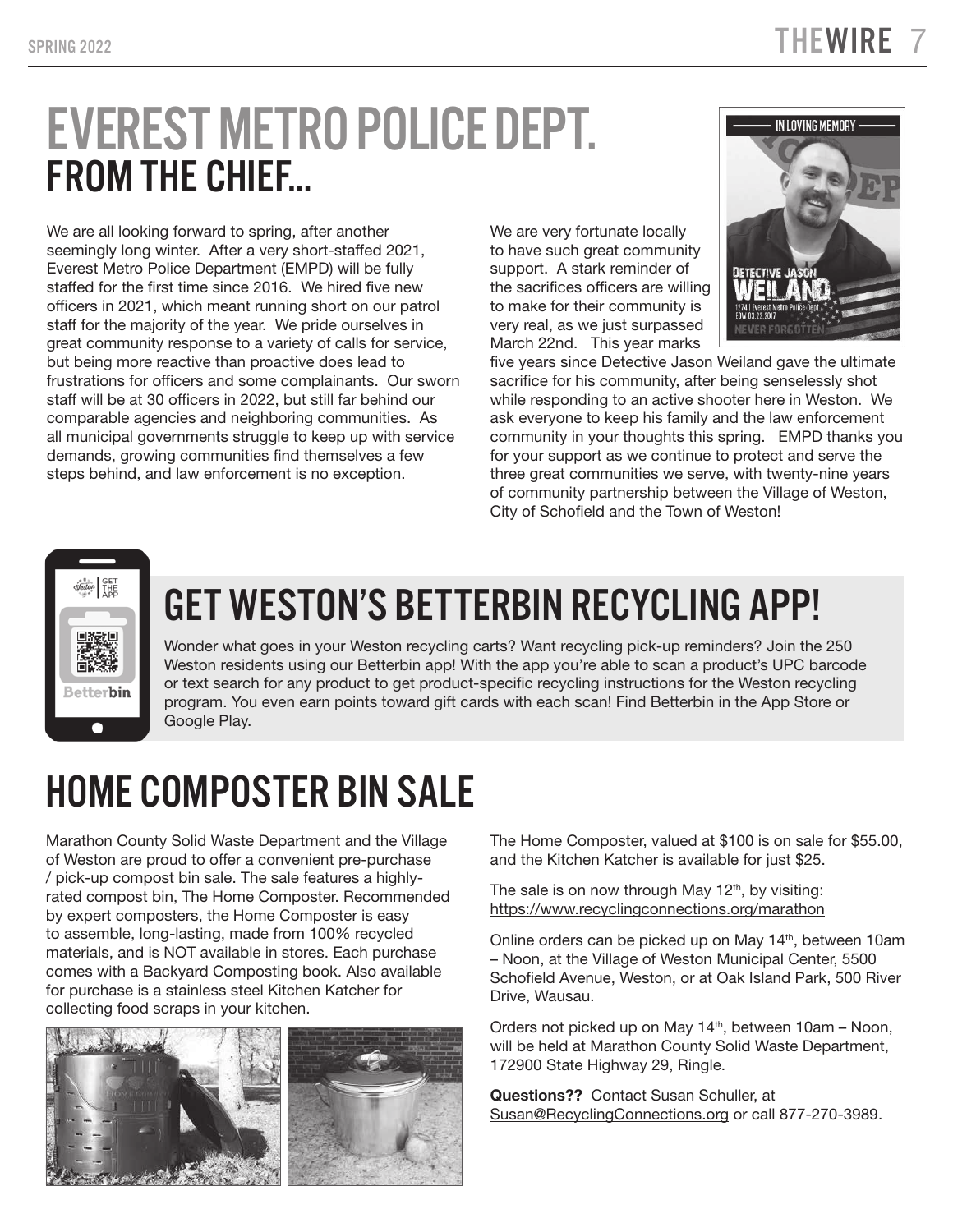# EVEREST METRO POLICE DEPT.

## FROM THE CHIEF...

We are all looking forward to spring, after another seemingly long winter. After a very short-staffed 2021, Everest Metro Police Department (EMPD) will be fully staffed for the first time since 2016. We hired five new officers in 2021, which meant running short on our patrol staff for the majority of the year. We pride ourselves in great community response to a variety of calls for service, but being more reactive than proactive does lead to frustrations for officers and some complainants. Our sworn staff will be at 30 officers in 2022, but still far behind our comparable agencies and neighboring communities. As all municipal governments struggle to keep up with service demands, growing communities find themselves a few steps behind, and law enforcement is no exception.

We are very fortunate locally to have such great community support. A stark reminder of the sacrifices officers are willing to make for their community is very real, as we just surpassed March 22nd. This year marks five years since Detective Jason Weiland gave the ultimate sacrifice for his community, after being senselessly shot while responding to an active shooter here in Weston. We ask everyone to keep his family and the law enforcement community in your thoughts this spring. EMPD thanks you for your support as we continue to protect and serve the three great communities we serve, with twenty-nine years of community partnership between the Village of Weston, City of Schofield and the Town of Weston!

IN LOVING MEMORY

DETECTIVE JASON WEILAND

1274 | Everest Metro Police Dept. EOW 03.22.2017

NEVER FORGOTTEN

## GET WESTON'S BETTERBIN RECYCLING APP!

Wonder what goes in your Weston recycling carts? Want recycling pick-up reminders? Join the 250 Weston residents using our Betterbin app! With the app you're able to scan a product's UPC barcode or text search for any product to get product-specific recycling instructions for the Weston recycling program. You even earn points toward gift cards with each scan! Find Betterbin in the App Store or Google Play.

## HOME COMPOSTER BIN SALE

Marathon County Solid Waste Department and the Village of Weston are proud to offer a convenient pre-purchase / pick-up compost bin sale. The sale features a highly-rated compost bin, The Home Composter. Recommended by expert composters, the Home Composter is easy to assemble, long-lasting, made from 100% recycled materials, and is NOT available in stores. Each purchase comes with a Backyard Composting book. Also available for purchase is a stainless steel Kitchen Katcher for collecting food scraps in your kitchen.

The Home Composter, valued at $100 is on sale for $55.00, and the Kitchen Katcher is available for just $25.

The sale is on now through May 12th, by visiting: https://www.recyclingconnections.org/marathon

Online orders can be picked up on May 14th, between 10am – Noon, at the Village of Weston Municipal Center, 5500 Schofield Avenue, Weston, or at Oak Island Park, 500 River Drive, Wausau.

Orders not picked up on May 14th, between 10am – Noon, will be held at Marathon County Solid Waste Department, 172900 State Highway 29, Ringle.

**Questions??** Contact Susan Schuller, at Susan@RecyclingConnections.org or call 877-270-3989.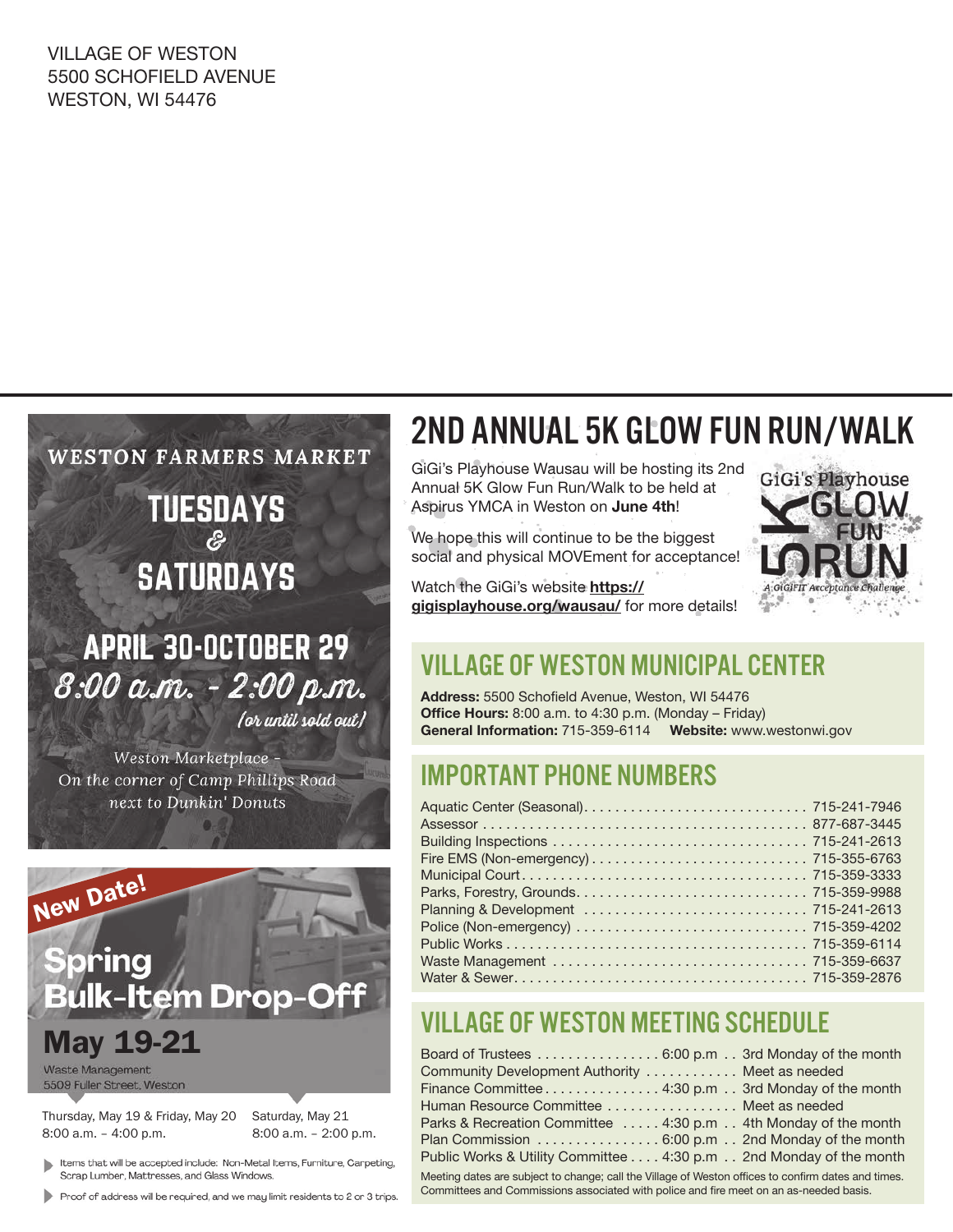VILLAGE OF WESTON
5500 SCHOFIELD AVENUE
WESTON, WI 54476

## WESTON FARMERS MARKET

**TUESDAYS & SATURDAYS**

**APRIL 30-OCTOBER 29**

*8:00 a.m. - 2:00 p.m.*

*(or until sold out)*

*Weston Marketplace – On the corner of Camp Phillips Road next to Dunkin' Donuts*

**New Date!**

## Spring Bulk-Item Drop-Off

**May 19-21**

Waste Management
5509 Fuller Street, Weston

Thursday, May 19 & Friday, May 20
8:00 a.m. – 4:00 p.m.

Saturday, May 21
8:00 a.m. – 2:00 p.m.

- Items that will be accepted include: Non-Metal Items, Furniture, Carpeting, Scrap Lumber, Mattresses, and Glass Windows.
- Proof of address will be required, and we may limit residents to 2 or 3 trips.

## 2ND ANNUAL 5K GLOW FUN RUN/WALK

GiGi's Playhouse Wausau will be hosting its 2nd Annual 5K Glow Fun Run/Walk to be held at Aspirus YMCA in Weston on **June 4th**!

We hope this will continue to be the biggest social and physical MOVEment for acceptance!

Watch the GiGi's website **https://gigisplayhouse.org/wausau/** for more details!

GiGi's Playhouse 5K GLOW FUN RUN
*A GiGiFIT Acceptance Challenge*

## VILLAGE OF WESTON MUNICIPAL CENTER

**Address:** 5500 Schofield Avenue, Weston, WI 54476
**Office Hours:** 8:00 a.m. to 4:30 p.m. (Monday – Friday)
**General Information:** 715-359-6114 **Website:** www.westonwi.gov

## IMPORTANT PHONE NUMBERS

| | |
|---|---|
| Aquatic Center (Seasonal) | 715-241-7946 |
| Assessor | 877-687-3445 |
| Building Inspections | 715-241-2613 |
| Fire EMS (Non-emergency) | 715-355-6763 |
| Municipal Court | 715-359-3333 |
| Parks, Forestry, Grounds | 715-359-9988 |
| Planning & Development | 715-241-2613 |
| Police (Non-emergency) | 715-359-4202 |
| Public Works | 715-359-6114 |
| Waste Management | 715-359-6637 |
| Water & Sewer | 715-359-2876 |

## VILLAGE OF WESTON MEETING SCHEDULE

| | | |
|---|---|---|
| Board of Trustees | 6:00 p.m | 3rd Monday of the month |
| Community Development Authority | | Meet as needed |
| Finance Committee | 4:30 p.m | 3rd Monday of the month |
| Human Resource Committee | | Meet as needed |
| Parks & Recreation Committee | 4:30 p.m | 4th Monday of the month |
| Plan Commission | 6:00 p.m | 2nd Monday of the month |
| Public Works & Utility Committee | 4:30 p.m | 2nd Monday of the month |

Meeting dates are subject to change; call the Village of Weston offices to confirm dates and times. Committees and Commissions associated with police and fire meet on an as-needed basis.